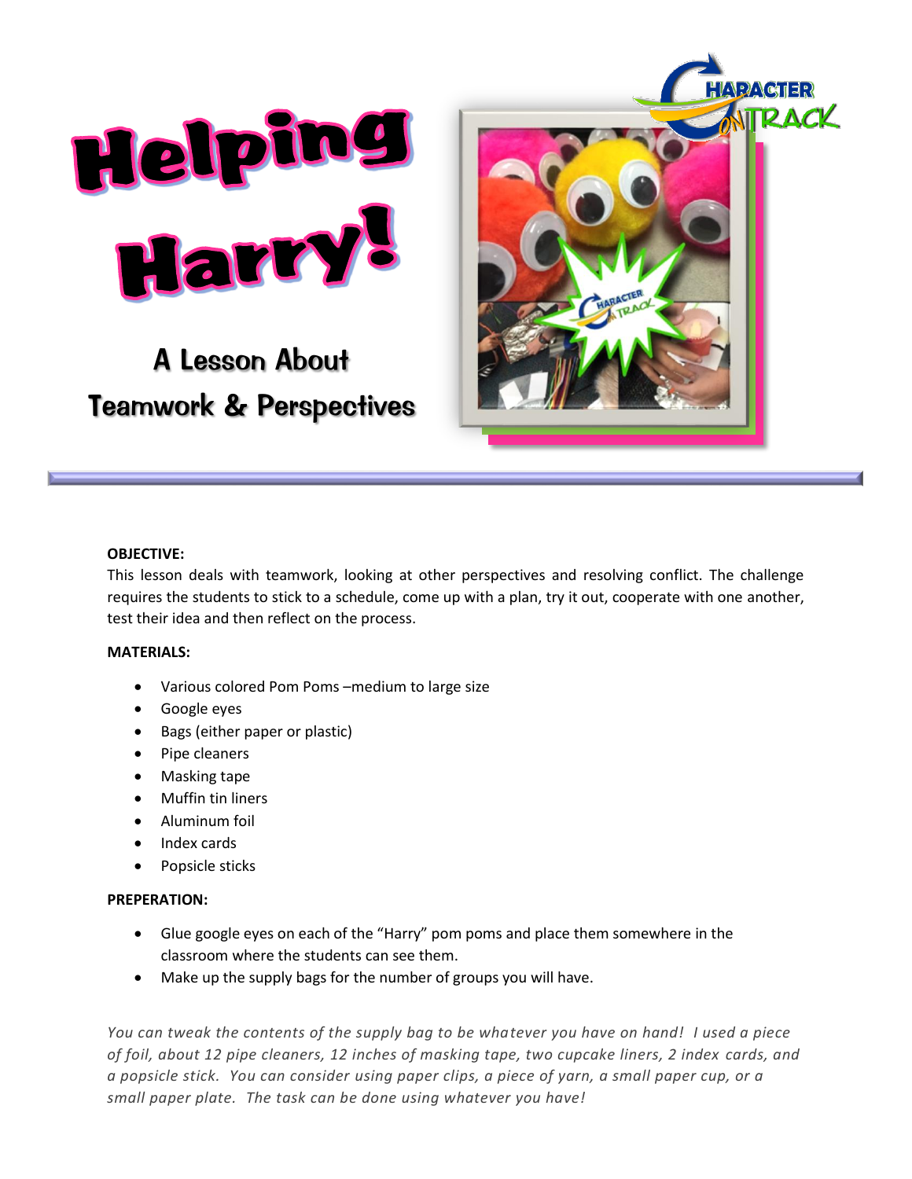# Helping Harry!

## A Lesson About Teamwork & Perspectives

**OBJECTIVE:**
This lesson deals with teamwork, looking at other perspectives and resolving conflict. The challenge requires the students to stick to a schedule, come up with a plan, try it out, cooperate with one another, test their idea and then reflect on the process.

**MATERIALS:**

- Various colored Pom Poms –medium to large size
- Google eyes
- Bags (either paper or plastic)
- Pipe cleaners
- Masking tape
- Muffin tin liners
- Aluminum foil
- Index cards
- Popsicle sticks

**PREPERATION:**

- Glue google eyes on each of the "Harry" pom poms and place them somewhere in the classroom where the students can see them.
- Make up the supply bags for the number of groups you will have.

*You can tweak the contents of the supply bag to be whatever you have on hand! I used a piece of foil, about 12 pipe cleaners, 12 inches of masking tape, two cupcake liners, 2 index cards, and a popsicle stick. You can consider using paper clips, a piece of yarn, a small paper cup, or a small paper plate. The task can be done using whatever you have!*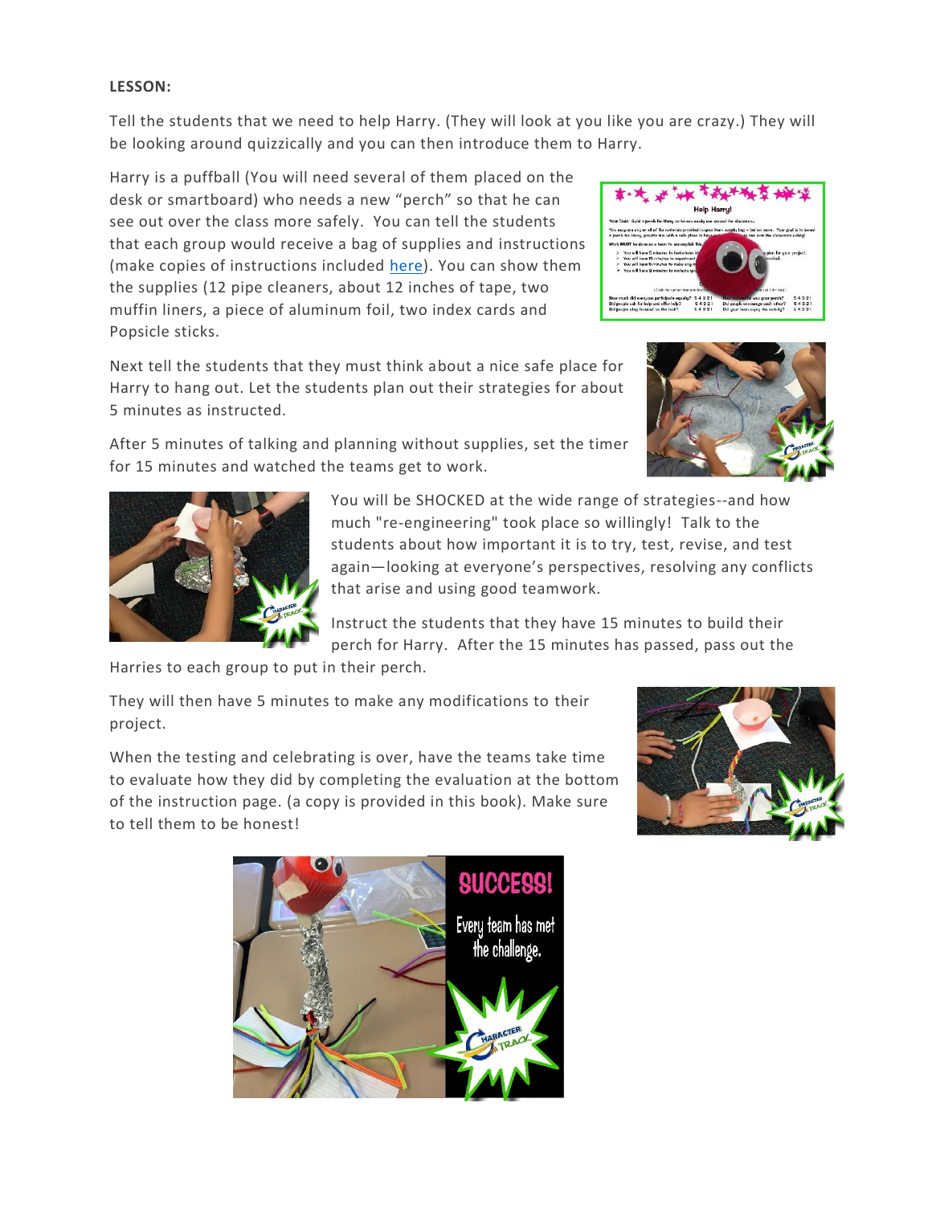**LESSON:**

Tell the students that we need to help Harry. (They will look at you like you are crazy.) They will be looking around quizzically and you can then introduce them to Harry.

Harry is a puffball (You will need several of them placed on the desk or smartboard) who needs a new "perch" so that he can see out over the class more safely. You can tell the students that each group would receive a bag of supplies and instructions (make copies of instructions included here). You can show them the supplies (12 pipe cleaners, about 12 inches of tape, two muffin liners, a piece of aluminum foil, two index cards and Popsicle sticks.

Next tell the students that they must think about a nice safe place for Harry to hang out. Let the students plan out their strategies for about 5 minutes as instructed.

After 5 minutes of talking and planning without supplies, set the timer for 15 minutes and watched the teams get to work.

You will be SHOCKED at the wide range of strategies--and how much "re-engineering" took place so willingly! Talk to the students about how important it is to try, test, revise, and test again—looking at everyone's perspectives, resolving any conflicts that arise and using good teamwork.

Instruct the students that they have 15 minutes to build their perch for Harry. After the 15 minutes has passed, pass out the Harries to each group to put in their perch.

They will then have 5 minutes to make any modifications to their project.

When the testing and celebrating is over, have the teams take time to evaluate how they did by completing the evaluation at the bottom of the instruction page. (a copy is provided in this book). Make sure to tell them to be honest!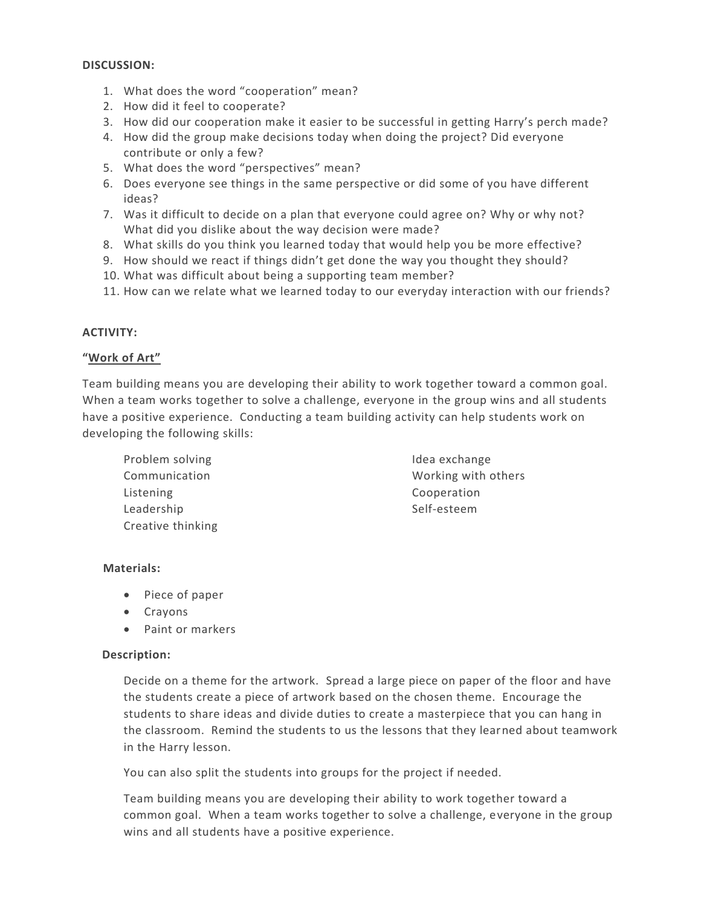**DISCUSSION:**

1. What does the word "cooperation" mean?
2. How did it feel to cooperate?
3. How did our cooperation make it easier to be successful in getting Harry's perch made?
4. How did the group make decisions today when doing the project? Did everyone contribute or only a few?
5. What does the word "perspectives" mean?
6. Does everyone see things in the same perspective or did some of you have different ideas?
7. Was it difficult to decide on a plan that everyone could agree on? Why or why not? What did you dislike about the way decision were made?
8. What skills do you think you learned today that would help you be more effective?
9. How should we react if things didn't get done the way you thought they should?
10. What was difficult about being a supporting team member?
11. How can we relate what we learned today to our everyday interaction with our friends?

**ACTIVITY:**

**"Work of Art"**

Team building means you are developing their ability to work together toward a common goal. When a team works together to solve a challenge, everyone in the group wins and all students have a positive experience. Conducting a team building activity can help students work on developing the following skills:

- Problem solving
- Communication
- Listening
- Leadership
- Creative thinking
- Idea exchange
- Working with others
- Cooperation
- Self-esteem

**Materials:**

- Piece of paper
- Crayons
- Paint or markers

**Description:**

Decide on a theme for the artwork. Spread a large piece on paper of the floor and have the students create a piece of artwork based on the chosen theme. Encourage the students to share ideas and divide duties to create a masterpiece that you can hang in the classroom. Remind the students to us the lessons that they learned about teamwork in the Harry lesson.

You can also split the students into groups for the project if needed.

Team building means you are developing their ability to work together toward a common goal. When a team works together to solve a challenge, everyone in the group wins and all students have a positive experience.